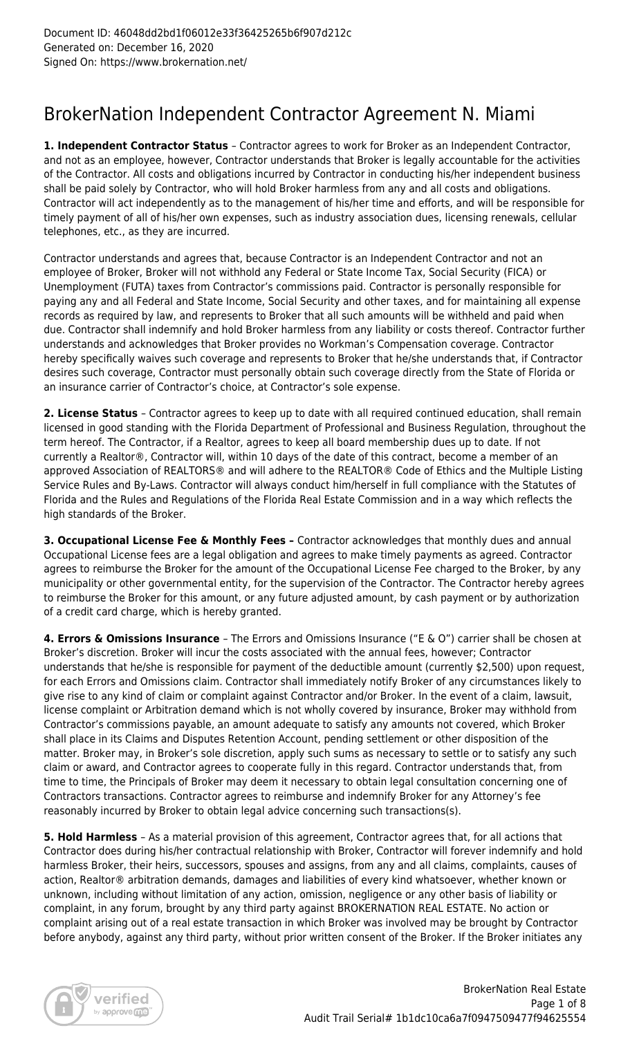Document ID: 46048dd2bd1f06012e33f36425265b6f907d212c
Generated on: December 16, 2020
Signed On: https://www.brokernation.net/

# BrokerNation Independent Contractor Agreement N. Miami

**1. Independent Contractor Status** – Contractor agrees to work for Broker as an Independent Contractor, and not as an employee, however, Contractor understands that Broker is legally accountable for the activities of the Contractor. All costs and obligations incurred by Contractor in conducting his/her independent business shall be paid solely by Contractor, who will hold Broker harmless from any and all costs and obligations. Contractor will act independently as to the management of his/her time and efforts, and will be responsible for timely payment of all of his/her own expenses, such as industry association dues, licensing renewals, cellular telephones, etc., as they are incurred.

Contractor understands and agrees that, because Contractor is an Independent Contractor and not an employee of Broker, Broker will not withhold any Federal or State Income Tax, Social Security (FICA) or Unemployment (FUTA) taxes from Contractor's commissions paid. Contractor is personally responsible for paying any and all Federal and State Income, Social Security and other taxes, and for maintaining all expense records as required by law, and represents to Broker that all such amounts will be withheld and paid when due. Contractor shall indemnify and hold Broker harmless from any liability or costs thereof. Contractor further understands and acknowledges that Broker provides no Workman's Compensation coverage. Contractor hereby specifically waives such coverage and represents to Broker that he/she understands that, if Contractor desires such coverage, Contractor must personally obtain such coverage directly from the State of Florida or an insurance carrier of Contractor's choice, at Contractor's sole expense.

**2. License Status** – Contractor agrees to keep up to date with all required continued education, shall remain licensed in good standing with the Florida Department of Professional and Business Regulation, throughout the term hereof. The Contractor, if a Realtor, agrees to keep all board membership dues up to date. If not currently a Realtor®, Contractor will, within 10 days of the date of this contract, become a member of an approved Association of REALTORS® and will adhere to the REALTOR® Code of Ethics and the Multiple Listing Service Rules and By-Laws. Contractor will always conduct him/herself in full compliance with the Statutes of Florida and the Rules and Regulations of the Florida Real Estate Commission and in a way which reflects the high standards of the Broker.

**3. Occupational License Fee & Monthly Fees –** Contractor acknowledges that monthly dues and annual Occupational License fees are a legal obligation and agrees to make timely payments as agreed. Contractor agrees to reimburse the Broker for the amount of the Occupational License Fee charged to the Broker, by any municipality or other governmental entity, for the supervision of the Contractor. The Contractor hereby agrees to reimburse the Broker for this amount, or any future adjusted amount, by cash payment or by authorization of a credit card charge, which is hereby granted.

**4. Errors & Omissions Insurance** – The Errors and Omissions Insurance ("E & O") carrier shall be chosen at Broker's discretion. Broker will incur the costs associated with the annual fees, however; Contractor understands that he/she is responsible for payment of the deductible amount (currently $2,500) upon request, for each Errors and Omissions claim. Contractor shall immediately notify Broker of any circumstances likely to give rise to any kind of claim or complaint against Contractor and/or Broker. In the event of a claim, lawsuit, license complaint or Arbitration demand which is not wholly covered by insurance, Broker may withhold from Contractor's commissions payable, an amount adequate to satisfy any amounts not covered, which Broker shall place in its Claims and Disputes Retention Account, pending settlement or other disposition of the matter. Broker may, in Broker's sole discretion, apply such sums as necessary to settle or to satisfy any such claim or award, and Contractor agrees to cooperate fully in this regard. Contractor understands that, from time to time, the Principals of Broker may deem it necessary to obtain legal consultation concerning one of Contractors transactions. Contractor agrees to reimburse and indemnify Broker for any Attorney's fee reasonably incurred by Broker to obtain legal advice concerning such transactions(s).

**5. Hold Harmless** – As a material provision of this agreement, Contractor agrees that, for all actions that Contractor does during his/her contractual relationship with Broker, Contractor will forever indemnify and hold harmless Broker, their heirs, successors, spouses and assigns, from any and all claims, complaints, causes of action, Realtor® arbitration demands, damages and liabilities of every kind whatsoever, whether known or unknown, including without limitation of any action, omission, negligence or any other basis of liability or complaint, in any forum, brought by any third party against BROKERNATION REAL ESTATE. No action or complaint arising out of a real estate transaction in which Broker was involved may be brought by Contractor before anybody, against any third party, without prior written consent of the Broker. If the Broker initiates any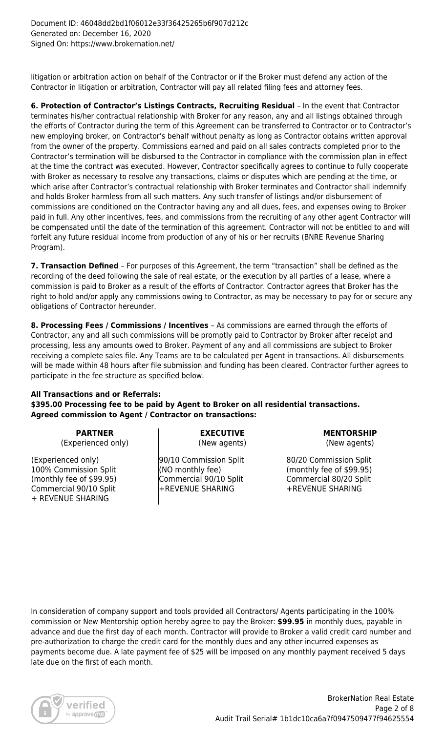litigation or arbitration action on behalf of the Contractor or if the Broker must defend any action of the Contractor in litigation or arbitration, Contractor will pay all related filing fees and attorney fees.

**6. Protection of Contractor's Listings Contracts, Recruiting Residual** – In the event that Contractor terminates his/her contractual relationship with Broker for any reason, any and all listings obtained through the efforts of Contractor during the term of this Agreement can be transferred to Contractor or to Contractor's new employing broker, on Contractor's behalf without penalty as long as Contractor obtains written approval from the owner of the property. Commissions earned and paid on all sales contracts completed prior to the Contractor's termination will be disbursed to the Contractor in compliance with the commission plan in effect at the time the contract was executed. However, Contractor specifically agrees to continue to fully cooperate with Broker as necessary to resolve any transactions, claims or disputes which are pending at the time, or which arise after Contractor's contractual relationship with Broker terminates and Contractor shall indemnify and holds Broker harmless from all such matters. Any such transfer of listings and/or disbursement of commissions are conditioned on the Contractor having any and all dues, fees, and expenses owing to Broker paid in full. Any other incentives, fees, and commissions from the recruiting of any other agent Contractor will be compensated until the date of the termination of this agreement. Contractor will not be entitled to and will forfeit any future residual income from production of any of his or her recruits (BNRE Revenue Sharing Program).

**7. Transaction Defined** – For purposes of this Agreement, the term "transaction" shall be defined as the recording of the deed following the sale of real estate, or the execution by all parties of a lease, where a commission is paid to Broker as a result of the efforts of Contractor. Contractor agrees that Broker has the right to hold and/or apply any commissions owing to Contractor, as may be necessary to pay for or secure any obligations of Contractor hereunder.

**8. Processing Fees / Commissions / Incentives** – As commissions are earned through the efforts of Contractor, any and all such commissions will be promptly paid to Contractor by Broker after receipt and processing, less any amounts owed to Broker. Payment of any and all commissions are subject to Broker receiving a complete sales file. Any Teams are to be calculated per Agent in transactions. All disbursements will be made within 48 hours after file submission and funding has been cleared. Contractor further agrees to participate in the fee structure as specified below.

**All Transactions and or Referrals:**
**$395.00 Processing fee to be paid by Agent to Broker on all residential transactions.**
**Agreed commission to Agent / Contractor on transactions:**

| **PARTNER**<br>(Experienced only) | **EXECUTIVE**<br>(New agents) | **MENTORSHIP**<br>(New agents) |
|---|---|---|
| (Experienced only)<br>100% Commission Split<br>(monthly fee of $99.95)<br>Commercial 90/10 Split<br>+ REVENUE SHARING | 90/10 Commission Split<br>(NO monthly fee)<br>Commercial 90/10 Split<br>+REVENUE SHARING | 80/20 Commission Split<br>(monthly fee of $99.95)<br>Commercial 80/20 Split<br>+REVENUE SHARING |

In consideration of company support and tools provided all Contractors/ Agents participating in the 100% commission or New Mentorship option hereby agree to pay the Broker: **$99.95** in monthly dues, payable in advance and due the first day of each month. Contractor will provide to Broker a valid credit card number and pre-authorization to charge the credit card for the monthly dues and any other incurred expenses as payments become due. A late payment fee of $25 will be imposed on any monthly payment received 5 days late due on the first of each month.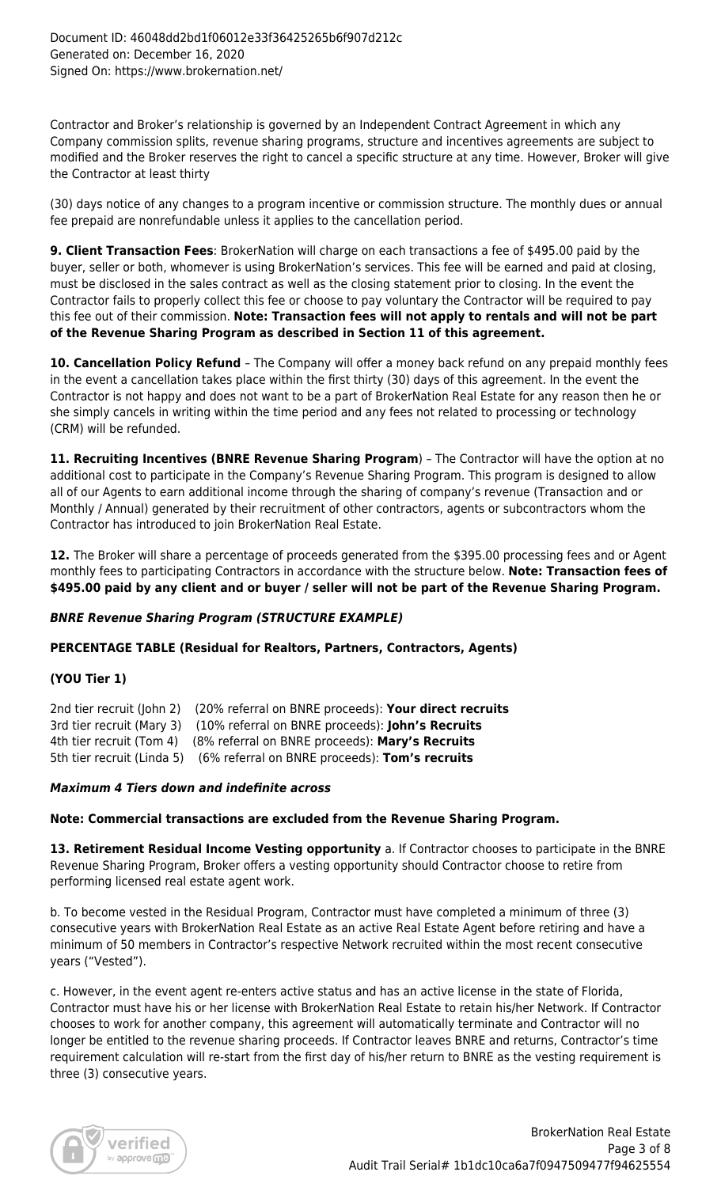Contractor and Broker's relationship is governed by an Independent Contract Agreement in which any Company commission splits, revenue sharing programs, structure and incentives agreements are subject to modified and the Broker reserves the right to cancel a specific structure at any time. However, Broker will give the Contractor at least thirty

(30) days notice of any changes to a program incentive or commission structure. The monthly dues or annual fee prepaid are nonrefundable unless it applies to the cancellation period.

**9. Client Transaction Fees**: BrokerNation will charge on each transactions a fee of $495.00 paid by the buyer, seller or both, whomever is using BrokerNation's services. This fee will be earned and paid at closing, must be disclosed in the sales contract as well as the closing statement prior to closing. In the event the Contractor fails to properly collect this fee or choose to pay voluntary the Contractor will be required to pay this fee out of their commission. **Note: Transaction fees will not apply to rentals and will not be part of the Revenue Sharing Program as described in Section 11 of this agreement.**

**10. Cancellation Policy Refund** – The Company will offer a money back refund on any prepaid monthly fees in the event a cancellation takes place within the first thirty (30) days of this agreement. In the event the Contractor is not happy and does not want to be a part of BrokerNation Real Estate for any reason then he or she simply cancels in writing within the time period and any fees not related to processing or technology (CRM) will be refunded.

**11. Recruiting Incentives (BNRE Revenue Sharing Program**) – The Contractor will have the option at no additional cost to participate in the Company's Revenue Sharing Program. This program is designed to allow all of our Agents to earn additional income through the sharing of company's revenue (Transaction and or Monthly / Annual) generated by their recruitment of other contractors, agents or subcontractors whom the Contractor has introduced to join BrokerNation Real Estate.

**12.** The Broker will share a percentage of proceeds generated from the $395.00 processing fees and or Agent monthly fees to participating Contractors in accordance with the structure below. **Note: Transaction fees of $495.00 paid by any client and or buyer / seller will not be part of the Revenue Sharing Program.**

***BNRE Revenue Sharing Program (STRUCTURE EXAMPLE)***

**PERCENTAGE TABLE (Residual for Realtors, Partners, Contractors, Agents)**

**(YOU Tier 1)**

2nd tier recruit (John 2) (20% referral on BNRE proceeds): **Your direct recruits**
3rd tier recruit (Mary 3) (10% referral on BNRE proceeds): **John's Recruits**
4th tier recruit (Tom 4) (8% referral on BNRE proceeds): **Mary's Recruits**
5th tier recruit (Linda 5) (6% referral on BNRE proceeds): **Tom's recruits**

***Maximum 4 Tiers down and indefinite across***

**Note: Commercial transactions are excluded from the Revenue Sharing Program.**

**13. Retirement Residual Income Vesting opportunity** a. If Contractor chooses to participate in the BNRE Revenue Sharing Program, Broker offers a vesting opportunity should Contractor choose to retire from performing licensed real estate agent work.

b. To become vested in the Residual Program, Contractor must have completed a minimum of three (3) consecutive years with BrokerNation Real Estate as an active Real Estate Agent before retiring and have a minimum of 50 members in Contractor's respective Network recruited within the most recent consecutive years ("Vested").

c. However, in the event agent re-enters active status and has an active license in the state of Florida, Contractor must have his or her license with BrokerNation Real Estate to retain his/her Network. If Contractor chooses to work for another company, this agreement will automatically terminate and Contractor will no longer be entitled to the revenue sharing proceeds. If Contractor leaves BNRE and returns, Contractor's time requirement calculation will re-start from the first day of his/her return to BNRE as the vesting requirement is three (3) consecutive years.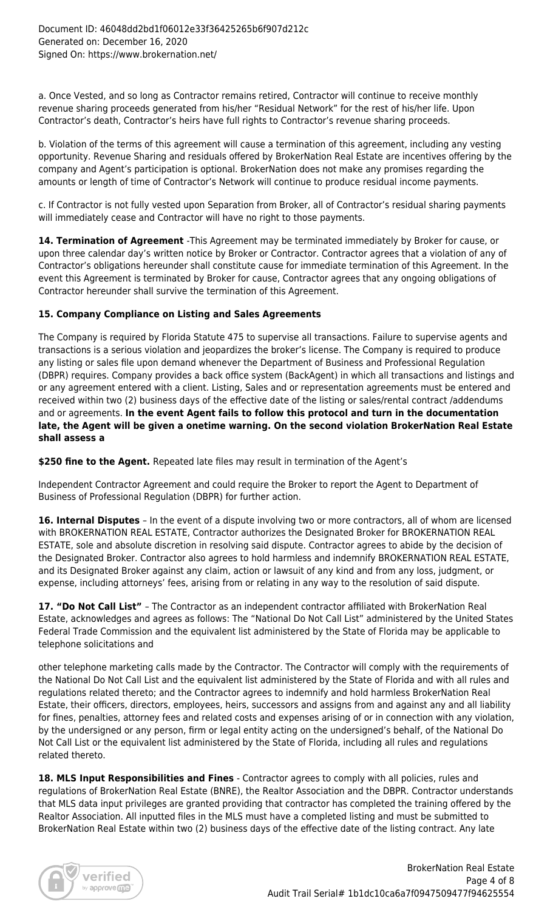a. Once Vested, and so long as Contractor remains retired, Contractor will continue to receive monthly revenue sharing proceeds generated from his/her "Residual Network" for the rest of his/her life. Upon Contractor's death, Contractor's heirs have full rights to Contractor's revenue sharing proceeds.

b. Violation of the terms of this agreement will cause a termination of this agreement, including any vesting opportunity. Revenue Sharing and residuals offered by BrokerNation Real Estate are incentives offering by the company and Agent's participation is optional. BrokerNation does not make any promises regarding the amounts or length of time of Contractor's Network will continue to produce residual income payments.

c. If Contractor is not fully vested upon Separation from Broker, all of Contractor's residual sharing payments will immediately cease and Contractor will have no right to those payments.

**14. Termination of Agreement** -This Agreement may be terminated immediately by Broker for cause, or upon three calendar day's written notice by Broker or Contractor. Contractor agrees that a violation of any of Contractor's obligations hereunder shall constitute cause for immediate termination of this Agreement. In the event this Agreement is terminated by Broker for cause, Contractor agrees that any ongoing obligations of Contractor hereunder shall survive the termination of this Agreement.

**15. Company Compliance on Listing and Sales Agreements**

The Company is required by Florida Statute 475 to supervise all transactions. Failure to supervise agents and transactions is a serious violation and jeopardizes the broker's license. The Company is required to produce any listing or sales file upon demand whenever the Department of Business and Professional Regulation (DBPR) requires. Company provides a back office system (BackAgent) in which all transactions and listings and or any agreement entered with a client. Listing, Sales and or representation agreements must be entered and received within two (2) business days of the effective date of the listing or sales/rental contract /addendums and or agreements. **In the event Agent fails to follow this protocol and turn in the documentation late, the Agent will be given a onetime warning. On the second violation BrokerNation Real Estate shall assess a**

**$250 fine to the Agent.** Repeated late files may result in termination of the Agent's

Independent Contractor Agreement and could require the Broker to report the Agent to Department of Business of Professional Regulation (DBPR) for further action.

**16. Internal Disputes** – In the event of a dispute involving two or more contractors, all of whom are licensed with BROKERNATION REAL ESTATE, Contractor authorizes the Designated Broker for BROKERNATION REAL ESTATE, sole and absolute discretion in resolving said dispute. Contractor agrees to abide by the decision of the Designated Broker. Contractor also agrees to hold harmless and indemnify BROKERNATION REAL ESTATE, and its Designated Broker against any claim, action or lawsuit of any kind and from any loss, judgment, or expense, including attorneys' fees, arising from or relating in any way to the resolution of said dispute.

**17. "Do Not Call List"** – The Contractor as an independent contractor affiliated with BrokerNation Real Estate, acknowledges and agrees as follows: The "National Do Not Call List" administered by the United States Federal Trade Commission and the equivalent list administered by the State of Florida may be applicable to telephone solicitations and

other telephone marketing calls made by the Contractor. The Contractor will comply with the requirements of the National Do Not Call List and the equivalent list administered by the State of Florida and with all rules and regulations related thereto; and the Contractor agrees to indemnify and hold harmless BrokerNation Real Estate, their officers, directors, employees, heirs, successors and assigns from and against any and all liability for fines, penalties, attorney fees and related costs and expenses arising of or in connection with any violation, by the undersigned or any person, firm or legal entity acting on the undersigned's behalf, of the National Do Not Call List or the equivalent list administered by the State of Florida, including all rules and regulations related thereto.

**18. MLS Input Responsibilities and Fines** - Contractor agrees to comply with all policies, rules and regulations of BrokerNation Real Estate (BNRE), the Realtor Association and the DBPR. Contractor understands that MLS data input privileges are granted providing that contractor has completed the training offered by the Realtor Association. All inputted files in the MLS must have a completed listing and must be submitted to BrokerNation Real Estate within two (2) business days of the effective date of the listing contract. Any late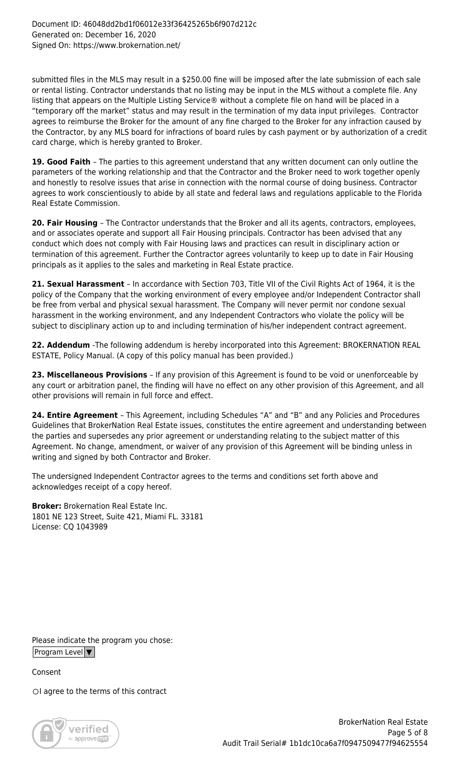submitted files in the MLS may result in a $250.00 fine will be imposed after the late submission of each sale or rental listing. Contractor understands that no listing may be input in the MLS without a complete file. Any listing that appears on the Multiple Listing Service® without a complete file on hand will be placed in a "temporary off the market" status and may result in the termination of my data input privileges. Contractor agrees to reimburse the Broker for the amount of any fine charged to the Broker for any infraction caused by the Contractor, by any MLS board for infractions of board rules by cash payment or by authorization of a credit card charge, which is hereby granted to Broker.

**19. Good Faith** – The parties to this agreement understand that any written document can only outline the parameters of the working relationship and that the Contractor and the Broker need to work together openly and honestly to resolve issues that arise in connection with the normal course of doing business. Contractor agrees to work conscientiously to abide by all state and federal laws and regulations applicable to the Florida Real Estate Commission.

**20. Fair Housing** – The Contractor understands that the Broker and all its agents, contractors, employees, and or associates operate and support all Fair Housing principals. Contractor has been advised that any conduct which does not comply with Fair Housing laws and practices can result in disciplinary action or termination of this agreement. Further the Contractor agrees voluntarily to keep up to date in Fair Housing principals as it applies to the sales and marketing in Real Estate practice.

**21. Sexual Harassment** – In accordance with Section 703, Title VII of the Civil Rights Act of 1964, it is the policy of the Company that the working environment of every employee and/or Independent Contractor shall be free from verbal and physical sexual harassment. The Company will never permit nor condone sexual harassment in the working environment, and any Independent Contractors who violate the policy will be subject to disciplinary action up to and including termination of his/her independent contract agreement.

**22. Addendum** -The following addendum is hereby incorporated into this Agreement: BROKERNATION REAL ESTATE, Policy Manual. (A copy of this policy manual has been provided.)

**23. Miscellaneous Provisions** – If any provision of this Agreement is found to be void or unenforceable by any court or arbitration panel, the finding will have no effect on any other provision of this Agreement, and all other provisions will remain in full force and effect.

**24. Entire Agreement** – This Agreement, including Schedules "A" and "B" and any Policies and Procedures Guidelines that BrokerNation Real Estate issues, constitutes the entire agreement and understanding between the parties and supersedes any prior agreement or understanding relating to the subject matter of this Agreement. No change, amendment, or waiver of any provision of this Agreement will be binding unless in writing and signed by both Contractor and Broker.

The undersigned Independent Contractor agrees to the terms and conditions set forth above and acknowledges receipt of a copy hereof.

**Broker:** Brokernation Real Estate Inc.
1801 NE 123 Street, Suite 421, Miami FL. 33181
License: CQ 1043989

Please indicate the program you chose:
Program Level ▼

Consent

○ I agree to the terms of this contract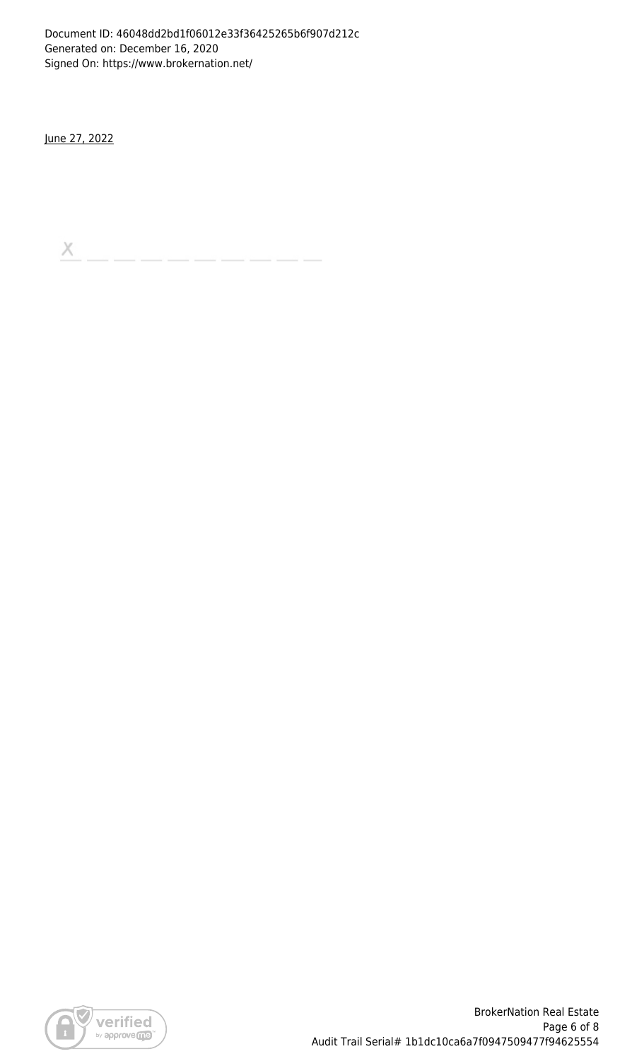Document ID: 46048dd2bd1f06012e33f36425265b6f907d212c
Generated on: December 16, 2020
Signed On: https://www.brokernation.net/

June 27, 2022

X _ _ _ _ _ _ _ _ _ _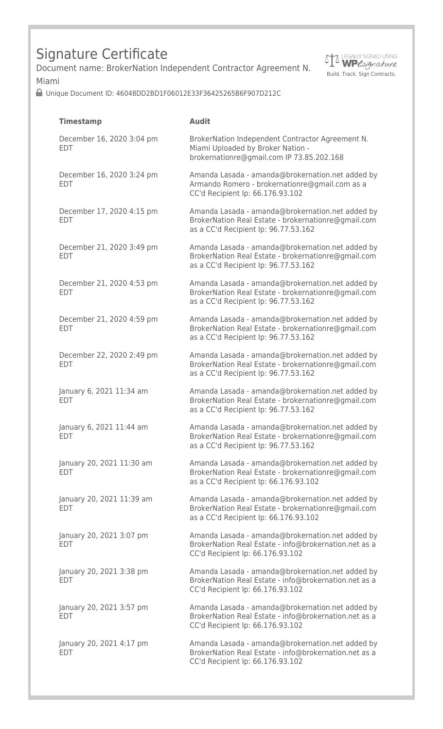# Signature Certificate

Document name: BrokerNation Independent Contractor Agreement N. Miami

LEGALLY SIGNED USING WPeSignature
Build. Track. Sign Contracts.

🔒 Unique Document ID: 46048DD2BD1F06012E33F36425265B6F907D212C

| Timestamp | Audit |
|---|---|
| December 16, 2020 3:04 pm EDT | BrokerNation Independent Contractor Agreement N. Miami Uploaded by Broker Nation - brokernationre@gmail.com IP 73.85.202.168 |
| December 16, 2020 3:24 pm EDT | Amanda Lasada - amanda@brokernation.net added by Armando Romero - brokernationre@gmail.com as a CC'd Recipient Ip: 66.176.93.102 |
| December 17, 2020 4:15 pm EDT | Amanda Lasada - amanda@brokernation.net added by BrokerNation Real Estate - brokernationre@gmail.com as a CC'd Recipient Ip: 96.77.53.162 |
| December 21, 2020 3:49 pm EDT | Amanda Lasada - amanda@brokernation.net added by BrokerNation Real Estate - brokernationre@gmail.com as a CC'd Recipient Ip: 96.77.53.162 |
| December 21, 2020 4:53 pm EDT | Amanda Lasada - amanda@brokernation.net added by BrokerNation Real Estate - brokernationre@gmail.com as a CC'd Recipient Ip: 96.77.53.162 |
| December 21, 2020 4:59 pm EDT | Amanda Lasada - amanda@brokernation.net added by BrokerNation Real Estate - brokernationre@gmail.com as a CC'd Recipient Ip: 96.77.53.162 |
| December 22, 2020 2:49 pm EDT | Amanda Lasada - amanda@brokernation.net added by BrokerNation Real Estate - brokernationre@gmail.com as a CC'd Recipient Ip: 96.77.53.162 |
| January 6, 2021 11:34 am EDT | Amanda Lasada - amanda@brokernation.net added by BrokerNation Real Estate - brokernationre@gmail.com as a CC'd Recipient Ip: 96.77.53.162 |
| January 6, 2021 11:44 am EDT | Amanda Lasada - amanda@brokernation.net added by BrokerNation Real Estate - brokernationre@gmail.com as a CC'd Recipient Ip: 96.77.53.162 |
| January 20, 2021 11:30 am EDT | Amanda Lasada - amanda@brokernation.net added by BrokerNation Real Estate - brokernationre@gmail.com as a CC'd Recipient Ip: 66.176.93.102 |
| January 20, 2021 11:39 am EDT | Amanda Lasada - amanda@brokernation.net added by BrokerNation Real Estate - brokernationre@gmail.com as a CC'd Recipient Ip: 66.176.93.102 |
| January 20, 2021 3:07 pm EDT | Amanda Lasada - amanda@brokernation.net added by BrokerNation Real Estate - info@brokernation.net as a CC'd Recipient Ip: 66.176.93.102 |
| January 20, 2021 3:38 pm EDT | Amanda Lasada - amanda@brokernation.net added by BrokerNation Real Estate - info@brokernation.net as a CC'd Recipient Ip: 66.176.93.102 |
| January 20, 2021 3:57 pm EDT | Amanda Lasada - amanda@brokernation.net added by BrokerNation Real Estate - info@brokernation.net as a CC'd Recipient Ip: 66.176.93.102 |
| January 20, 2021 4:17 pm EDT | Amanda Lasada - amanda@brokernation.net added by BrokerNation Real Estate - info@brokernation.net as a CC'd Recipient Ip: 66.176.93.102 |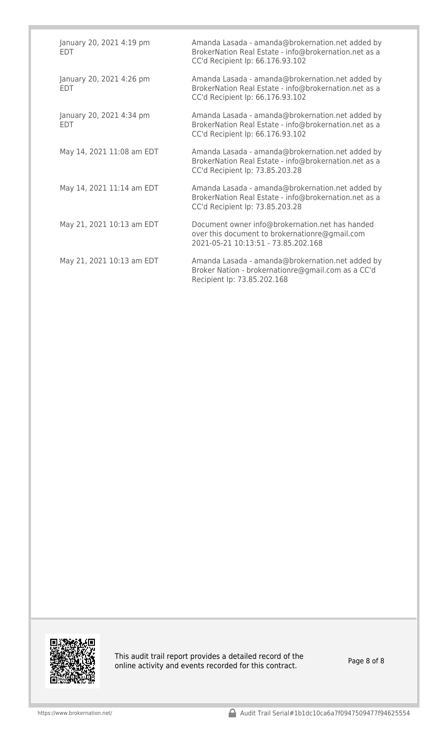| | |
|---|---|
| January 20, 2021 4:19 pm EDT | Amanda Lasada - amanda@brokernation.net added by BrokerNation Real Estate - info@brokernation.net as a CC'd Recipient Ip: 66.176.93.102 |
| January 20, 2021 4:26 pm EDT | Amanda Lasada - amanda@brokernation.net added by BrokerNation Real Estate - info@brokernation.net as a CC'd Recipient Ip: 66.176.93.102 |
| January 20, 2021 4:34 pm EDT | Amanda Lasada - amanda@brokernation.net added by BrokerNation Real Estate - info@brokernation.net as a CC'd Recipient Ip: 66.176.93.102 |
| May 14, 2021 11:08 am EDT | Amanda Lasada - amanda@brokernation.net added by BrokerNation Real Estate - info@brokernation.net as a CC'd Recipient Ip: 73.85.203.28 |
| May 14, 2021 11:14 am EDT | Amanda Lasada - amanda@brokernation.net added by BrokerNation Real Estate - info@brokernation.net as a CC'd Recipient Ip: 73.85.203.28 |
| May 21, 2021 10:13 am EDT | Document owner info@brokernation.net has handed over this document to brokernationre@gmail.com 2021-05-21 10:13:51 - 73.85.202.168 |
| May 21, 2021 10:13 am EDT | Amanda Lasada - amanda@brokernation.net added by Broker Nation - brokernationre@gmail.com as a CC'd Recipient Ip: 73.85.202.168 |

This audit trail report provides a detailed record of the online activity and events recorded for this contract.

https://www.brokernation.net/

Audit Trail Serial#1b1dc10ca6a7f0947509477f94625554